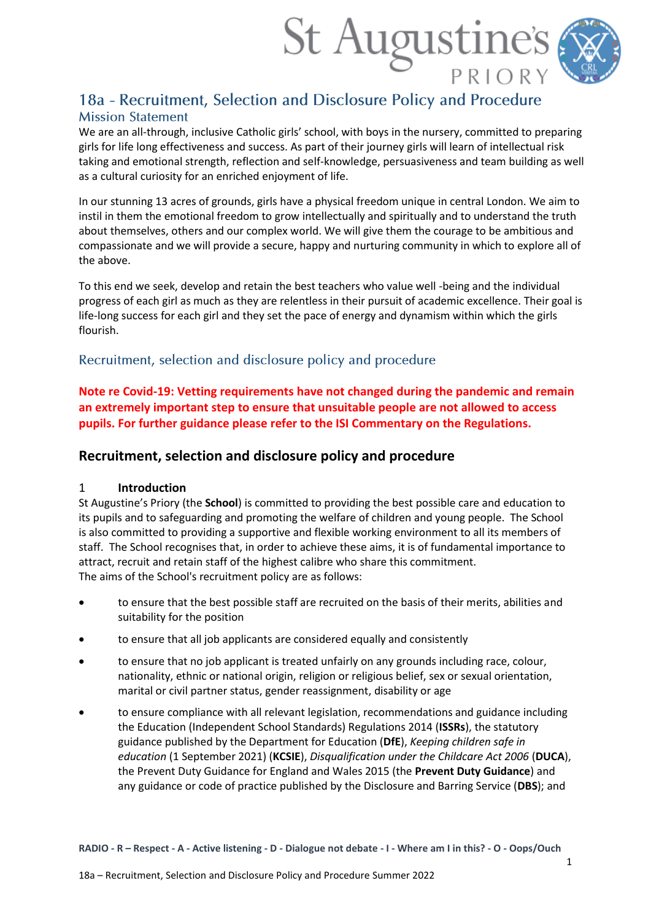# 18a - Recruitment, Selection and Disclosure Policy and Procedure

## Mission Statement

We are an all-through, inclusive Catholic girls' school, with boys in the nursery, committed to preparing girls for life long effectiveness and success. As part of their journey girls will learn of intellectual risk taking and emotional strength, reflection and self-knowledge, persuasiveness and team building as well as a cultural curiosity for an enriched enjoyment of life.

In our stunning 13 acres of grounds, girls have a physical freedom unique in central London. We aim to instil in them the emotional freedom to grow intellectually and spiritually and to understand the truth about themselves, others and our complex world. We will give them the courage to be ambitious and compassionate and we will provide a secure, happy and nurturing community in which to explore all of the above.

To this end we seek, develop and retain the best teachers who value well -being and the individual progress of each girl as much as they are relentless in their pursuit of academic excellence. Their goal is life-long success for each girl and they set the pace of energy and dynamism within which the girls flourish.

## Recruitment, selection and disclosure policy and procedure

**Note re Covid-19: Vetting requirements have not changed during the pandemic and remain an extremely important step to ensure that unsuitable people are not allowed to access pupils. For further guidance please refer to the ISI Commentary on the Regulations.**

## Recruitment, selection and disclosure policy and procedure

### 1 Introduction

St Augustine's Priory (the **School**) is committed to providing the best possible care and education to its pupils and to safeguarding and promoting the welfare of children and young people. The School is also committed to providing a supportive and flexible working environment to all its members of staff. The School recognises that, in order to achieve these aims, it is of fundamental importance to attract, recruit and retain staff of the highest calibre who share this commitment.

The aims of the School's recruitment policy are as follows:

- to ensure that the best possible staff are recruited on the basis of their merits, abilities and suitability for the position
- to ensure that all job applicants are considered equally and consistently
- to ensure that no job applicant is treated unfairly on any grounds including race, colour, nationality, ethnic or national origin, religion or religious belief, sex or sexual orientation, marital or civil partner status, gender reassignment, disability or age
- to ensure compliance with all relevant legislation, recommendations and guidance including the Education (Independent School Standards) Regulations 2014 (**ISSRs**), the statutory guidance published by the Department for Education (**DfE**), *Keeping children safe in education* (1 September 2021) (**KCSIE**), *Disqualification under the Childcare Act 2006* (**DUCA**), the Prevent Duty Guidance for England and Wales 2015 (the **Prevent Duty Guidance**) and any guidance or code of practice published by the Disclosure and Barring Service (**DBS**); and

**RADIO - R – Respect - A - Active listening - D - Dialogue not debate - I - Where am I in this? - O - Oops/Ouch**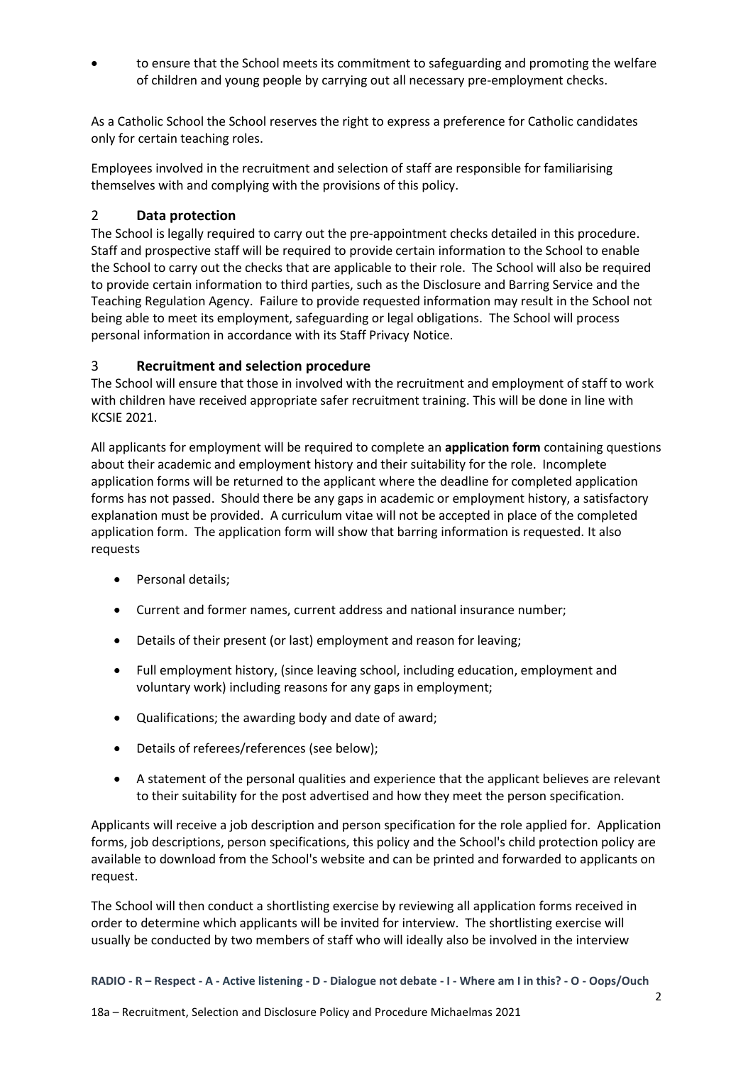- to ensure that the School meets its commitment to safeguarding and promoting the welfare of children and young people by carrying out all necessary pre-employment checks.

As a Catholic School the School reserves the right to express a preference for Catholic candidates only for certain teaching roles.

Employees involved in the recruitment and selection of staff are responsible for familiarising themselves with and complying with the provisions of this policy.

## 2 Data protection

The School is legally required to carry out the pre-appointment checks detailed in this procedure. Staff and prospective staff will be required to provide certain information to the School to enable the School to carry out the checks that are applicable to their role. The School will also be required to provide certain information to third parties, such as the Disclosure and Barring Service and the Teaching Regulation Agency. Failure to provide requested information may result in the School not being able to meet its employment, safeguarding or legal obligations. The School will process personal information in accordance with its Staff Privacy Notice.

## 3 Recruitment and selection procedure

The School will ensure that those in involved with the recruitment and employment of staff to work with children have received appropriate safer recruitment training. This will be done in line with KCSIE 2021.

All applicants for employment will be required to complete an **application form** containing questions about their academic and employment history and their suitability for the role. Incomplete application forms will be returned to the applicant where the deadline for completed application forms has not passed. Should there be any gaps in academic or employment history, a satisfactory explanation must be provided. A curriculum vitae will not be accepted in place of the completed application form. The application form will show that barring information is requested. It also requests

- Personal details;
- Current and former names, current address and national insurance number;
- Details of their present (or last) employment and reason for leaving;
- Full employment history, (since leaving school, including education, employment and voluntary work) including reasons for any gaps in employment;
- Qualifications; the awarding body and date of award;
- Details of referees/references (see below);
- A statement of the personal qualities and experience that the applicant believes are relevant to their suitability for the post advertised and how they meet the person specification.

Applicants will receive a job description and person specification for the role applied for. Application forms, job descriptions, person specifications, this policy and the School's child protection policy are available to download from the School's website and can be printed and forwarded to applicants on request.

The School will then conduct a shortlisting exercise by reviewing all application forms received in order to determine which applicants will be invited for interview. The shortlisting exercise will usually be conducted by two members of staff who will ideally also be involved in the interview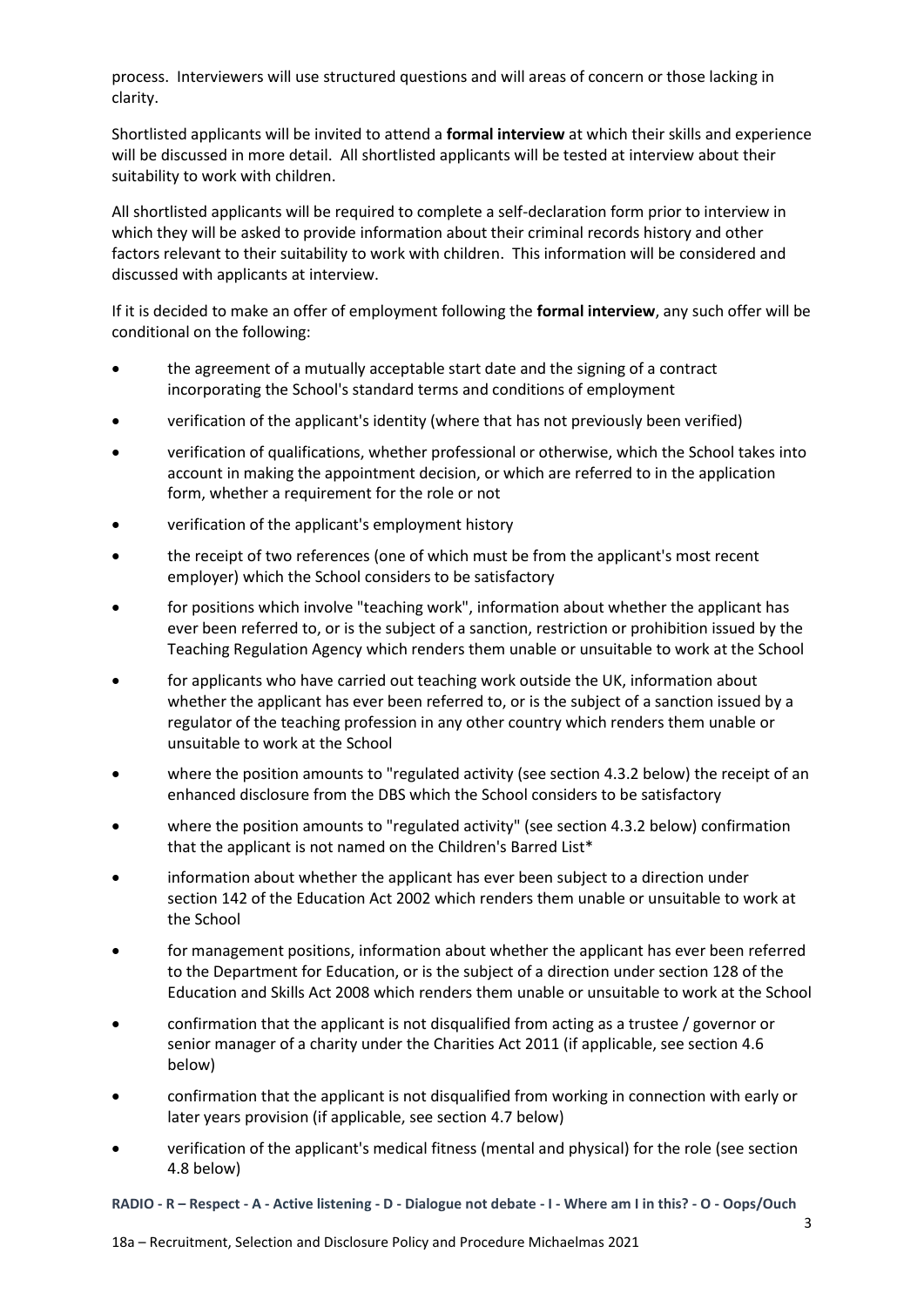process. Interviewers will use structured questions and will areas of concern or those lacking in clarity.

Shortlisted applicants will be invited to attend a **formal interview** at which their skills and experience will be discussed in more detail. All shortlisted applicants will be tested at interview about their suitability to work with children.

All shortlisted applicants will be required to complete a self-declaration form prior to interview in which they will be asked to provide information about their criminal records history and other factors relevant to their suitability to work with children. This information will be considered and discussed with applicants at interview.

If it is decided to make an offer of employment following the **formal interview**, any such offer will be conditional on the following:

- the agreement of a mutually acceptable start date and the signing of a contract incorporating the School's standard terms and conditions of employment
- verification of the applicant's identity (where that has not previously been verified)
- verification of qualifications, whether professional or otherwise, which the School takes into account in making the appointment decision, or which are referred to in the application form, whether a requirement for the role or not
- verification of the applicant's employment history
- the receipt of two references (one of which must be from the applicant's most recent employer) which the School considers to be satisfactory
- for positions which involve "teaching work", information about whether the applicant has ever been referred to, or is the subject of a sanction, restriction or prohibition issued by the Teaching Regulation Agency which renders them unable or unsuitable to work at the School
- for applicants who have carried out teaching work outside the UK, information about whether the applicant has ever been referred to, or is the subject of a sanction issued by a regulator of the teaching profession in any other country which renders them unable or unsuitable to work at the School
- where the position amounts to "regulated activity (see section 4.3.2 below) the receipt of an enhanced disclosure from the DBS which the School considers to be satisfactory
- where the position amounts to "regulated activity" (see section 4.3.2 below) confirmation that the applicant is not named on the Children's Barred List*
- information about whether the applicant has ever been subject to a direction under section 142 of the Education Act 2002 which renders them unable or unsuitable to work at the School
- for management positions, information about whether the applicant has ever been referred to the Department for Education, or is the subject of a direction under section 128 of the Education and Skills Act 2008 which renders them unable or unsuitable to work at the School
- confirmation that the applicant is not disqualified from acting as a trustee / governor or senior manager of a charity under the Charities Act 2011 (if applicable, see section 4.6 below)
- confirmation that the applicant is not disqualified from working in connection with early or later years provision (if applicable, see section 4.7 below)
- verification of the applicant's medical fitness (mental and physical) for the role (see section 4.8 below)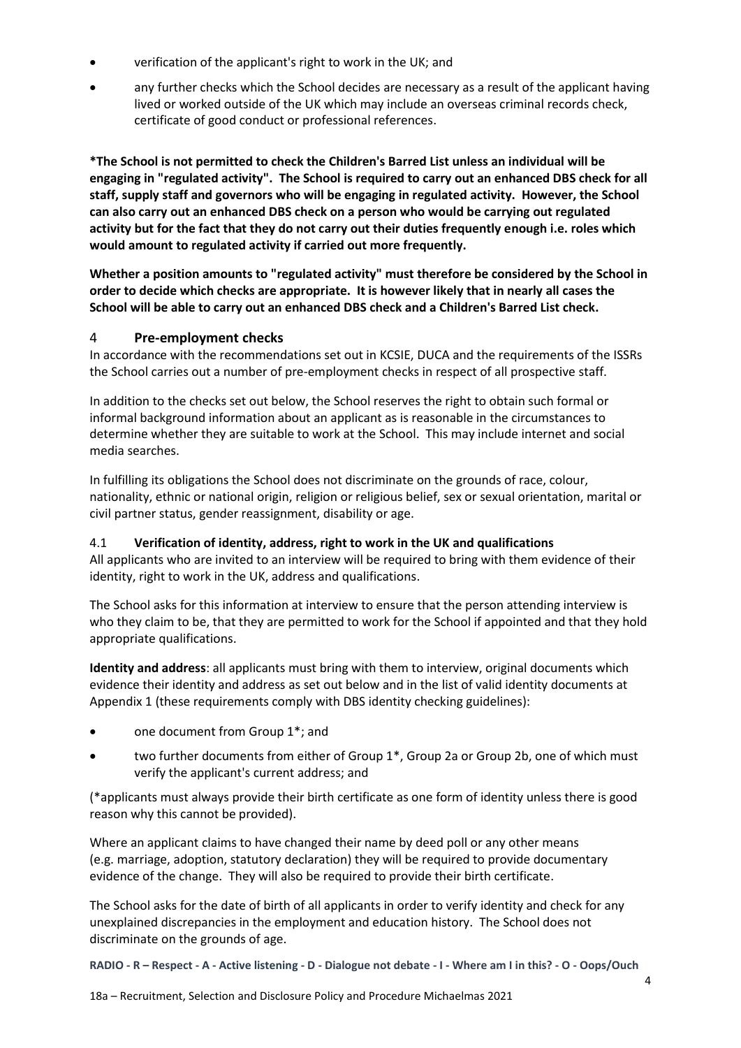- verification of the applicant's right to work in the UK; and
- any further checks which the School decides are necessary as a result of the applicant having lived or worked outside of the UK which may include an overseas criminal records check, certificate of good conduct or professional references.

**\*The School is not permitted to check the Children's Barred List unless an individual will be engaging in "regulated activity". The School is required to carry out an enhanced DBS check for all staff, supply staff and governors who will be engaging in regulated activity. However, the School can also carry out an enhanced DBS check on a person who would be carrying out regulated activity but for the fact that they do not carry out their duties frequently enough i.e. roles which would amount to regulated activity if carried out more frequently.**

**Whether a position amounts to "regulated activity" must therefore be considered by the School in order to decide which checks are appropriate. It is however likely that in nearly all cases the School will be able to carry out an enhanced DBS check and a Children's Barred List check.**

## 4 Pre-employment checks

In accordance with the recommendations set out in KCSIE, DUCA and the requirements of the ISSRs the School carries out a number of pre-employment checks in respect of all prospective staff.

In addition to the checks set out below, the School reserves the right to obtain such formal or informal background information about an applicant as is reasonable in the circumstances to determine whether they are suitable to work at the School. This may include internet and social media searches.

In fulfilling its obligations the School does not discriminate on the grounds of race, colour, nationality, ethnic or national origin, religion or religious belief, sex or sexual orientation, marital or civil partner status, gender reassignment, disability or age.

### 4.1 Verification of identity, address, right to work in the UK and qualifications

All applicants who are invited to an interview will be required to bring with them evidence of their identity, right to work in the UK, address and qualifications.

The School asks for this information at interview to ensure that the person attending interview is who they claim to be, that they are permitted to work for the School if appointed and that they hold appropriate qualifications.

**Identity and address**: all applicants must bring with them to interview, original documents which evidence their identity and address as set out below and in the list of valid identity documents at Appendix 1 (these requirements comply with DBS identity checking guidelines):

- one document from Group 1*; and
- two further documents from either of Group 1*, Group 2a or Group 2b, one of which must verify the applicant's current address; and

(*applicants must always provide their birth certificate as one form of identity unless there is good reason why this cannot be provided).

Where an applicant claims to have changed their name by deed poll or any other means (e.g. marriage, adoption, statutory declaration) they will be required to provide documentary evidence of the change. They will also be required to provide their birth certificate.

The School asks for the date of birth of all applicants in order to verify identity and check for any unexplained discrepancies in the employment and education history. The School does not discriminate on the grounds of age.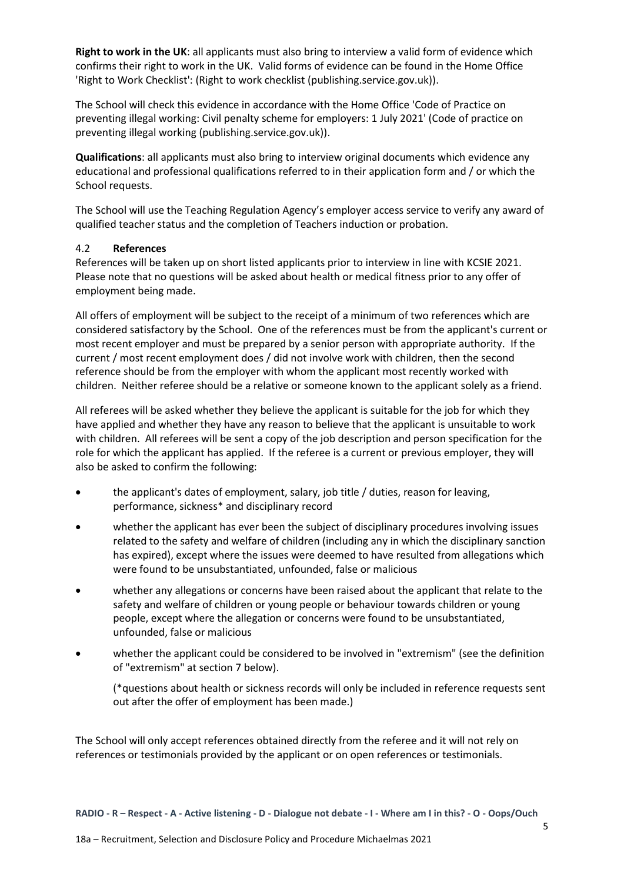**Right to work in the UK**: all applicants must also bring to interview a valid form of evidence which confirms their right to work in the UK. Valid forms of evidence can be found in the Home Office 'Right to Work Checklist': (Right to work checklist (publishing.service.gov.uk)).

The School will check this evidence in accordance with the Home Office 'Code of Practice on preventing illegal working: Civil penalty scheme for employers: 1 July 2021' (Code of practice on preventing illegal working (publishing.service.gov.uk)).

**Qualifications**: all applicants must also bring to interview original documents which evidence any educational and professional qualifications referred to in their application form and / or which the School requests.

The School will use the Teaching Regulation Agency's employer access service to verify any award of qualified teacher status and the completion of Teachers induction or probation.

### 4.2 References

References will be taken up on short listed applicants prior to interview in line with KCSIE 2021. Please note that no questions will be asked about health or medical fitness prior to any offer of employment being made.

All offers of employment will be subject to the receipt of a minimum of two references which are considered satisfactory by the School. One of the references must be from the applicant's current or most recent employer and must be prepared by a senior person with appropriate authority. If the current / most recent employment does / did not involve work with children, then the second reference should be from the employer with whom the applicant most recently worked with children. Neither referee should be a relative or someone known to the applicant solely as a friend.

All referees will be asked whether they believe the applicant is suitable for the job for which they have applied and whether they have any reason to believe that the applicant is unsuitable to work with children. All referees will be sent a copy of the job description and person specification for the role for which the applicant has applied. If the referee is a current or previous employer, they will also be asked to confirm the following:

- the applicant's dates of employment, salary, job title / duties, reason for leaving, performance, sickness* and disciplinary record
- whether the applicant has ever been the subject of disciplinary procedures involving issues related to the safety and welfare of children (including any in which the disciplinary sanction has expired), except where the issues were deemed to have resulted from allegations which were found to be unsubstantiated, unfounded, false or malicious
- whether any allegations or concerns have been raised about the applicant that relate to the safety and welfare of children or young people or behaviour towards children or young people, except where the allegation or concerns were found to be unsubstantiated, unfounded, false or malicious
- whether the applicant could be considered to be involved in "extremism" (see the definition of "extremism" at section 7 below).

  (*questions about health or sickness records will only be included in reference requests sent out after the offer of employment has been made.)

The School will only accept references obtained directly from the referee and it will not rely on references or testimonials provided by the applicant or on open references or testimonials.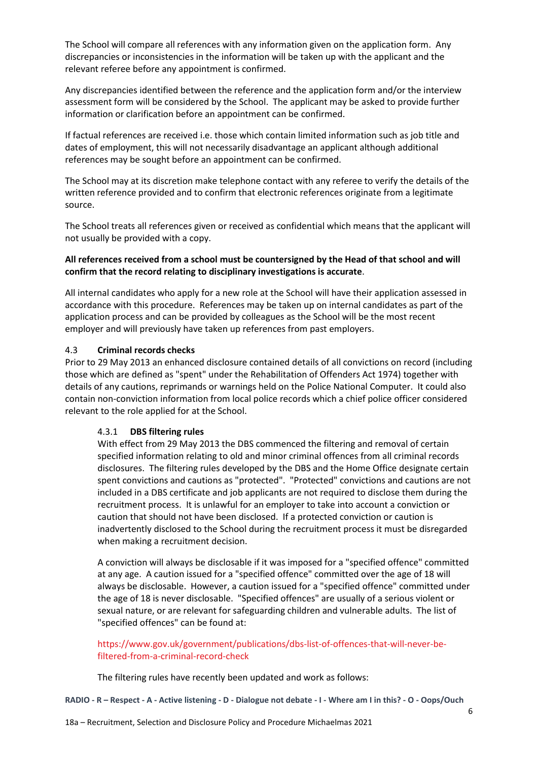The School will compare all references with any information given on the application form. Any discrepancies or inconsistencies in the information will be taken up with the applicant and the relevant referee before any appointment is confirmed.

Any discrepancies identified between the reference and the application form and/or the interview assessment form will be considered by the School. The applicant may be asked to provide further information or clarification before an appointment can be confirmed.

If factual references are received i.e. those which contain limited information such as job title and dates of employment, this will not necessarily disadvantage an applicant although additional references may be sought before an appointment can be confirmed.

The School may at its discretion make telephone contact with any referee to verify the details of the written reference provided and to confirm that electronic references originate from a legitimate source.

The School treats all references given or received as confidential which means that the applicant will not usually be provided with a copy.

**All references received from a school must be countersigned by the Head of that school and will confirm that the record relating to disciplinary investigations is accurate**.

All internal candidates who apply for a new role at the School will have their application assessed in accordance with this procedure. References may be taken up on internal candidates as part of the application process and can be provided by colleagues as the School will be the most recent employer and will previously have taken up references from past employers.

### 4.3 Criminal records checks

Prior to 29 May 2013 an enhanced disclosure contained details of all convictions on record (including those which are defined as "spent" under the Rehabilitation of Offenders Act 1974) together with details of any cautions, reprimands or warnings held on the Police National Computer. It could also contain non-conviction information from local police records which a chief police officer considered relevant to the role applied for at the School.

#### 4.3.1 DBS filtering rules

With effect from 29 May 2013 the DBS commenced the filtering and removal of certain specified information relating to old and minor criminal offences from all criminal records disclosures. The filtering rules developed by the DBS and the Home Office designate certain spent convictions and cautions as "protected". "Protected" convictions and cautions are not included in a DBS certificate and job applicants are not required to disclose them during the recruitment process. It is unlawful for an employer to take into account a conviction or caution that should not have been disclosed. If a protected conviction or caution is inadvertently disclosed to the School during the recruitment process it must be disregarded when making a recruitment decision.

A conviction will always be disclosable if it was imposed for a "specified offence" committed at any age. A caution issued for a "specified offence" committed over the age of 18 will always be disclosable. However, a caution issued for a "specified offence" committed under the age of 18 is never disclosable. "Specified offences" are usually of a serious violent or sexual nature, or are relevant for safeguarding children and vulnerable adults. The list of "specified offences" can be found at:

https://www.gov.uk/government/publications/dbs-list-of-offences-that-will-never-be-filtered-from-a-criminal-record-check

The filtering rules have recently been updated and work as follows: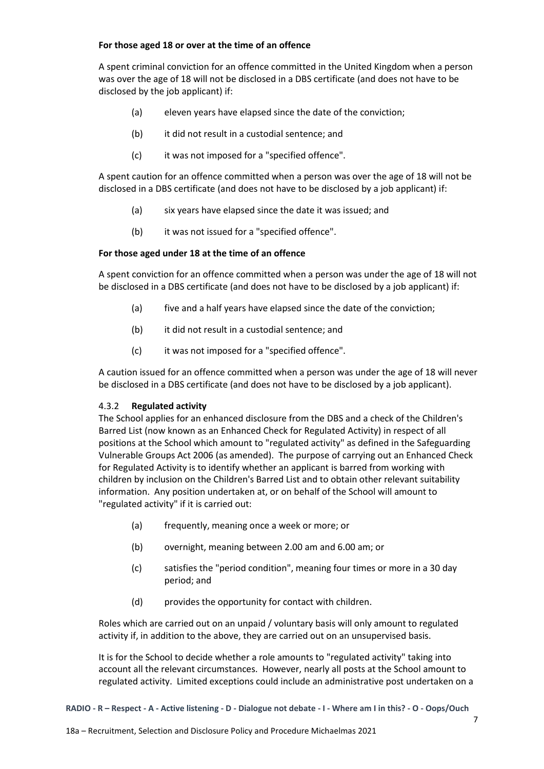**For those aged 18 or over at the time of an offence**

A spent criminal conviction for an offence committed in the United Kingdom when a person was over the age of 18 will not be disclosed in a DBS certificate (and does not have to be disclosed by the job applicant) if:

(a) eleven years have elapsed since the date of the conviction;

(b) it did not result in a custodial sentence; and

(c) it was not imposed for a "specified offence".

A spent caution for an offence committed when a person was over the age of 18 will not be disclosed in a DBS certificate (and does not have to be disclosed by a job applicant) if:

(a) six years have elapsed since the date it was issued; and

(b) it was not issued for a "specified offence".

**For those aged under 18 at the time of an offence**

A spent conviction for an offence committed when a person was under the age of 18 will not be disclosed in a DBS certificate (and does not have to be disclosed by a job applicant) if:

(a) five and a half years have elapsed since the date of the conviction;

(b) it did not result in a custodial sentence; and

(c) it was not imposed for a "specified offence".

A caution issued for an offence committed when a person was under the age of 18 will never be disclosed in a DBS certificate (and does not have to be disclosed by a job applicant).

### 4.3.2 **Regulated activity**

The School applies for an enhanced disclosure from the DBS and a check of the Children's Barred List (now known as an Enhanced Check for Regulated Activity) in respect of all positions at the School which amount to "regulated activity" as defined in the Safeguarding Vulnerable Groups Act 2006 (as amended). The purpose of carrying out an Enhanced Check for Regulated Activity is to identify whether an applicant is barred from working with children by inclusion on the Children's Barred List and to obtain other relevant suitability information. Any position undertaken at, or on behalf of the School will amount to "regulated activity" if it is carried out:

(a) frequently, meaning once a week or more; or

(b) overnight, meaning between 2.00 am and 6.00 am; or

(c) satisfies the "period condition", meaning four times or more in a 30 day period; and

(d) provides the opportunity for contact with children.

Roles which are carried out on an unpaid / voluntary basis will only amount to regulated activity if, in addition to the above, they are carried out on an unsupervised basis.

It is for the School to decide whether a role amounts to "regulated activity" taking into account all the relevant circumstances. However, nearly all posts at the School amount to regulated activity. Limited exceptions could include an administrative post undertaken on a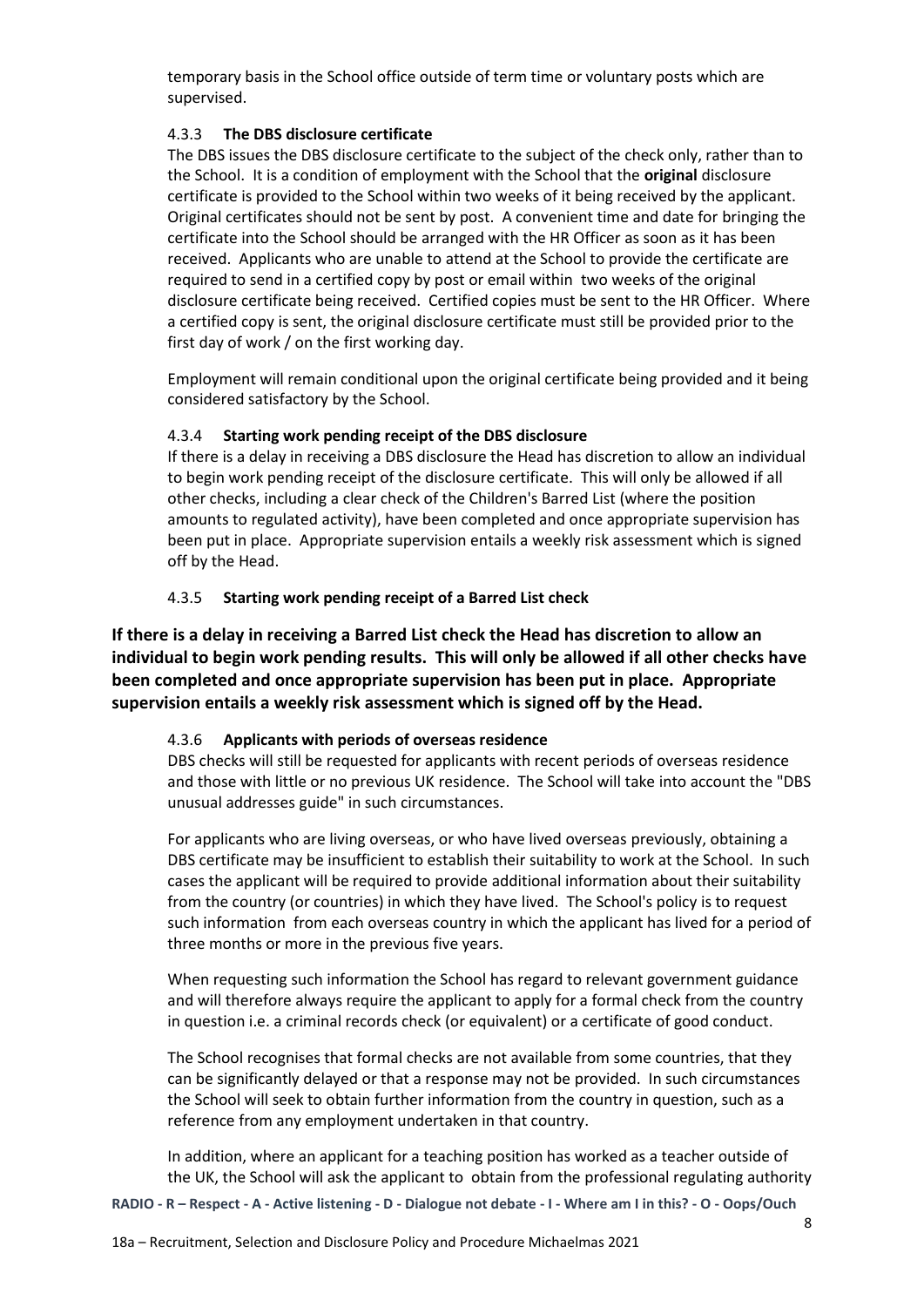temporary basis in the School office outside of term time or voluntary posts which are supervised.

#### 4.3.3 **The DBS disclosure certificate**

The DBS issues the DBS disclosure certificate to the subject of the check only, rather than to the School. It is a condition of employment with the School that the **original** disclosure certificate is provided to the School within two weeks of it being received by the applicant. Original certificates should not be sent by post. A convenient time and date for bringing the certificate into the School should be arranged with the HR Officer as soon as it has been received. Applicants who are unable to attend at the School to provide the certificate are required to send in a certified copy by post or email within two weeks of the original disclosure certificate being received. Certified copies must be sent to the HR Officer. Where a certified copy is sent, the original disclosure certificate must still be provided prior to the first day of work / on the first working day.

Employment will remain conditional upon the original certificate being provided and it being considered satisfactory by the School.

#### 4.3.4 **Starting work pending receipt of the DBS disclosure**

If there is a delay in receiving a DBS disclosure the Head has discretion to allow an individual to begin work pending receipt of the disclosure certificate. This will only be allowed if all other checks, including a clear check of the Children's Barred List (where the position amounts to regulated activity), have been completed and once appropriate supervision has been put in place. Appropriate supervision entails a weekly risk assessment which is signed off by the Head.

#### 4.3.5 **Starting work pending receipt of a Barred List check**

**If there is a delay in receiving a Barred List check the Head has discretion to allow an individual to begin work pending results. This will only be allowed if all other checks have been completed and once appropriate supervision has been put in place. Appropriate supervision entails a weekly risk assessment which is signed off by the Head.**

#### 4.3.6 **Applicants with periods of overseas residence**

DBS checks will still be requested for applicants with recent periods of overseas residence and those with little or no previous UK residence. The School will take into account the "DBS unusual addresses guide" in such circumstances.

For applicants who are living overseas, or who have lived overseas previously, obtaining a DBS certificate may be insufficient to establish their suitability to work at the School. In such cases the applicant will be required to provide additional information about their suitability from the country (or countries) in which they have lived. The School's policy is to request such information from each overseas country in which the applicant has lived for a period of three months or more in the previous five years.

When requesting such information the School has regard to relevant government guidance and will therefore always require the applicant to apply for a formal check from the country in question i.e. a criminal records check (or equivalent) or a certificate of good conduct.

The School recognises that formal checks are not available from some countries, that they can be significantly delayed or that a response may not be provided. In such circumstances the School will seek to obtain further information from the country in question, such as a reference from any employment undertaken in that country.

In addition, where an applicant for a teaching position has worked as a teacher outside of the UK, the School will ask the applicant to obtain from the professional regulating authority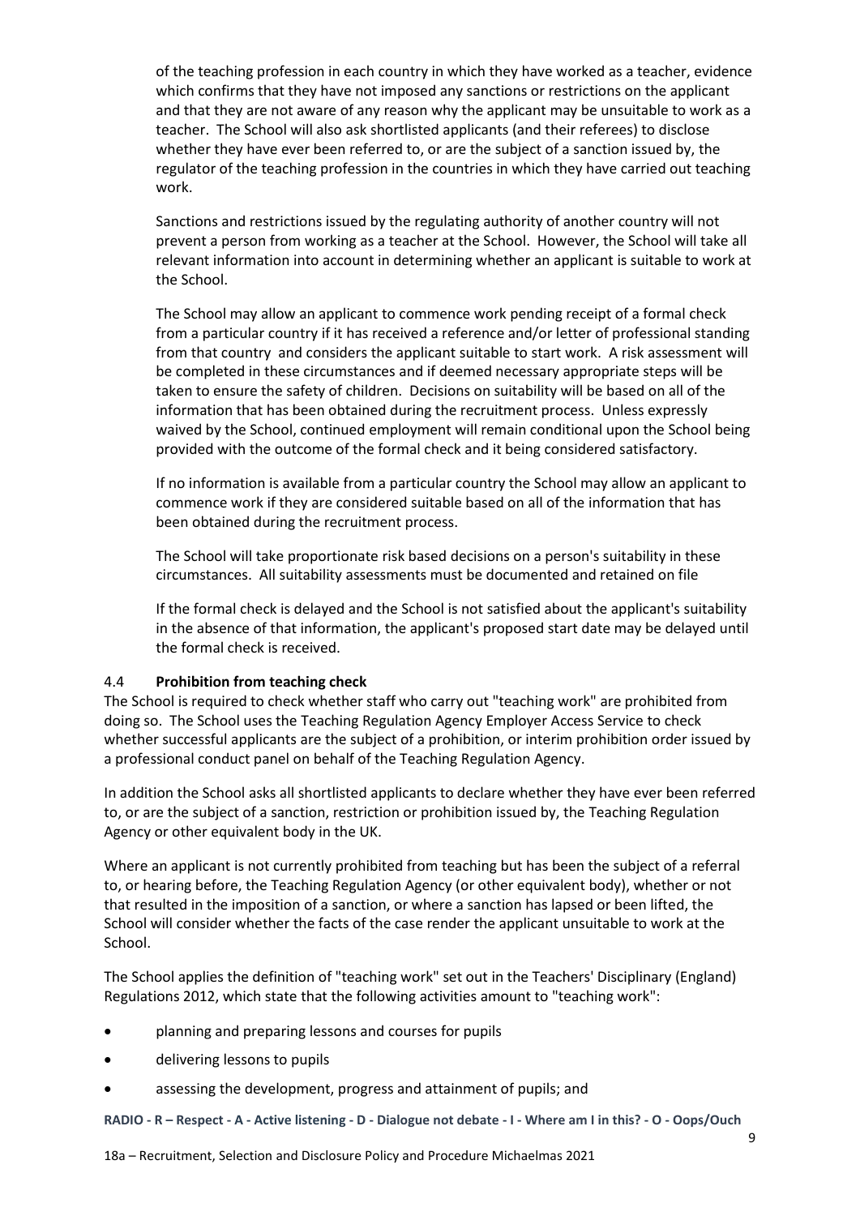of the teaching profession in each country in which they have worked as a teacher, evidence which confirms that they have not imposed any sanctions or restrictions on the applicant and that they are not aware of any reason why the applicant may be unsuitable to work as a teacher. The School will also ask shortlisted applicants (and their referees) to disclose whether they have ever been referred to, or are the subject of a sanction issued by, the regulator of the teaching profession in the countries in which they have carried out teaching work.

Sanctions and restrictions issued by the regulating authority of another country will not prevent a person from working as a teacher at the School. However, the School will take all relevant information into account in determining whether an applicant is suitable to work at the School.

The School may allow an applicant to commence work pending receipt of a formal check from a particular country if it has received a reference and/or letter of professional standing from that country and considers the applicant suitable to start work. A risk assessment will be completed in these circumstances and if deemed necessary appropriate steps will be taken to ensure the safety of children. Decisions on suitability will be based on all of the information that has been obtained during the recruitment process. Unless expressly waived by the School, continued employment will remain conditional upon the School being provided with the outcome of the formal check and it being considered satisfactory.

If no information is available from a particular country the School may allow an applicant to commence work if they are considered suitable based on all of the information that has been obtained during the recruitment process.

The School will take proportionate risk based decisions on a person's suitability in these circumstances. All suitability assessments must be documented and retained on file

If the formal check is delayed and the School is not satisfied about the applicant's suitability in the absence of that information, the applicant's proposed start date may be delayed until the formal check is received.

### 4.4 **Prohibition from teaching check**

The School is required to check whether staff who carry out "teaching work" are prohibited from doing so. The School uses the Teaching Regulation Agency Employer Access Service to check whether successful applicants are the subject of a prohibition, or interim prohibition order issued by a professional conduct panel on behalf of the Teaching Regulation Agency.

In addition the School asks all shortlisted applicants to declare whether they have ever been referred to, or are the subject of a sanction, restriction or prohibition issued by, the Teaching Regulation Agency or other equivalent body in the UK.

Where an applicant is not currently prohibited from teaching but has been the subject of a referral to, or hearing before, the Teaching Regulation Agency (or other equivalent body), whether or not that resulted in the imposition of a sanction, or where a sanction has lapsed or been lifted, the School will consider whether the facts of the case render the applicant unsuitable to work at the School.

The School applies the definition of "teaching work" set out in the Teachers' Disciplinary (England) Regulations 2012, which state that the following activities amount to "teaching work":

- planning and preparing lessons and courses for pupils
- delivering lessons to pupils
- assessing the development, progress and attainment of pupils; and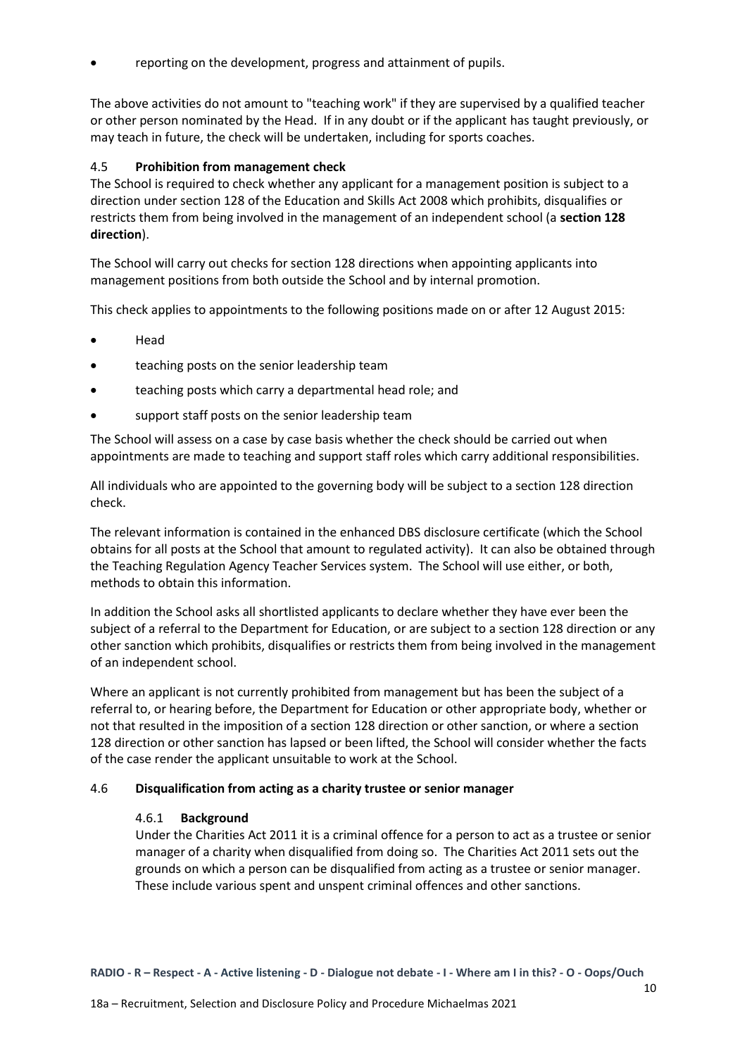- reporting on the development, progress and attainment of pupils.

The above activities do not amount to "teaching work" if they are supervised by a qualified teacher or other person nominated by the Head. If in any doubt or if the applicant has taught previously, or may teach in future, the check will be undertaken, including for sports coaches.

### 4.5 Prohibition from management check

The School is required to check whether any applicant for a management position is subject to a direction under section 128 of the Education and Skills Act 2008 which prohibits, disqualifies or restricts them from being involved in the management of an independent school (a **section 128 direction**).

The School will carry out checks for section 128 directions when appointing applicants into management positions from both outside the School and by internal promotion.

This check applies to appointments to the following positions made on or after 12 August 2015:

- Head
- teaching posts on the senior leadership team
- teaching posts which carry a departmental head role; and
- support staff posts on the senior leadership team

The School will assess on a case by case basis whether the check should be carried out when appointments are made to teaching and support staff roles which carry additional responsibilities.

All individuals who are appointed to the governing body will be subject to a section 128 direction check.

The relevant information is contained in the enhanced DBS disclosure certificate (which the School obtains for all posts at the School that amount to regulated activity). It can also be obtained through the Teaching Regulation Agency Teacher Services system. The School will use either, or both, methods to obtain this information.

In addition the School asks all shortlisted applicants to declare whether they have ever been the subject of a referral to the Department for Education, or are subject to a section 128 direction or any other sanction which prohibits, disqualifies or restricts them from being involved in the management of an independent school.

Where an applicant is not currently prohibited from management but has been the subject of a referral to, or hearing before, the Department for Education or other appropriate body, whether or not that resulted in the imposition of a section 128 direction or other sanction, or where a section 128 direction or other sanction has lapsed or been lifted, the School will consider whether the facts of the case render the applicant unsuitable to work at the School.

### 4.6 Disqualification from acting as a charity trustee or senior manager

#### 4.6.1 Background

Under the Charities Act 2011 it is a criminal offence for a person to act as a trustee or senior manager of a charity when disqualified from doing so. The Charities Act 2011 sets out the grounds on which a person can be disqualified from acting as a trustee or senior manager. These include various spent and unspent criminal offences and other sanctions.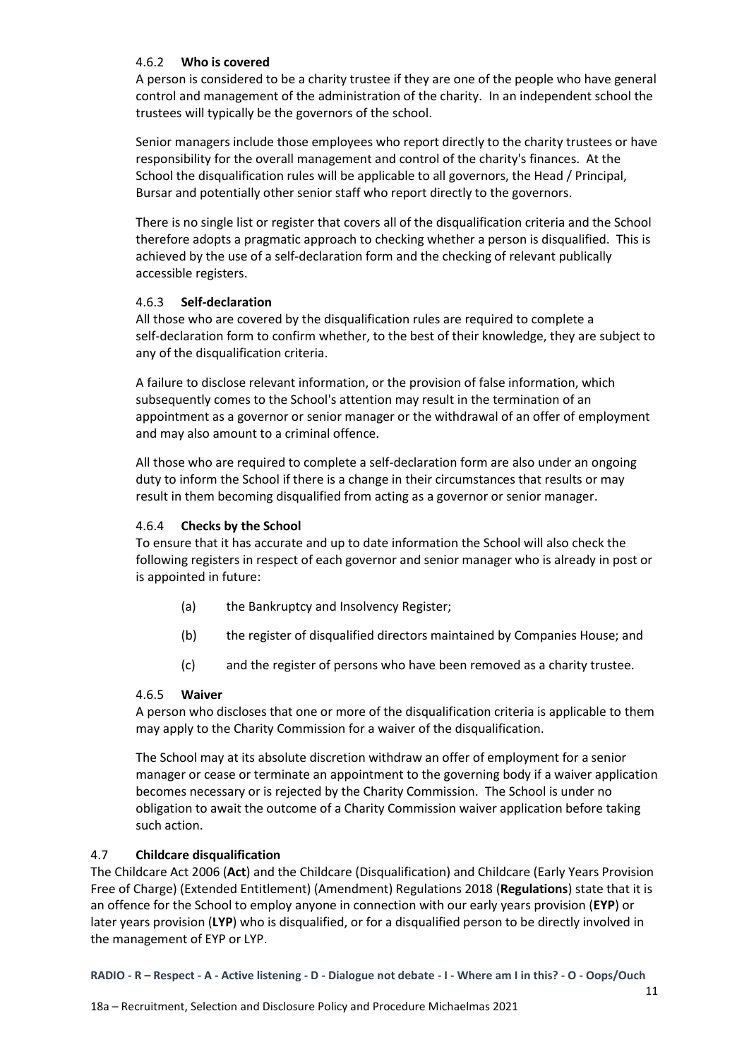#### 4.6.2 **Who is covered**

A person is considered to be a charity trustee if they are one of the people who have general control and management of the administration of the charity. In an independent school the trustees will typically be the governors of the school.

Senior managers include those employees who report directly to the charity trustees or have responsibility for the overall management and control of the charity's finances. At the School the disqualification rules will be applicable to all governors, the Head / Principal, Bursar and potentially other senior staff who report directly to the governors.

There is no single list or register that covers all of the disqualification criteria and the School therefore adopts a pragmatic approach to checking whether a person is disqualified. This is achieved by the use of a self-declaration form and the checking of relevant publically accessible registers.

#### 4.6.3 **Self-declaration**

All those who are covered by the disqualification rules are required to complete a self-declaration form to confirm whether, to the best of their knowledge, they are subject to any of the disqualification criteria.

A failure to disclose relevant information, or the provision of false information, which subsequently comes to the School's attention may result in the termination of an appointment as a governor or senior manager or the withdrawal of an offer of employment and may also amount to a criminal offence.

All those who are required to complete a self-declaration form are also under an ongoing duty to inform the School if there is a change in their circumstances that results or may result in them becoming disqualified from acting as a governor or senior manager.

#### 4.6.4 **Checks by the School**

To ensure that it has accurate and up to date information the School will also check the following registers in respect of each governor and senior manager who is already in post or is appointed in future:

(a) the Bankruptcy and Insolvency Register;

(b) the register of disqualified directors maintained by Companies House; and

(c) and the register of persons who have been removed as a charity trustee.

#### 4.6.5 **Waiver**

A person who discloses that one or more of the disqualification criteria is applicable to them may apply to the Charity Commission for a waiver of the disqualification.

The School may at its absolute discretion withdraw an offer of employment for a senior manager or cease or terminate an appointment to the governing body if a waiver application becomes necessary or is rejected by the Charity Commission. The School is under no obligation to await the outcome of a Charity Commission waiver application before taking such action.

### 4.7 **Childcare disqualification**

The Childcare Act 2006 (**Act**) and the Childcare (Disqualification) and Childcare (Early Years Provision Free of Charge) (Extended Entitlement) (Amendment) Regulations 2018 (**Regulations**) state that it is an offence for the School to employ anyone in connection with our early years provision (**EYP**) or later years provision (**LYP**) who is disqualified, or for a disqualified person to be directly involved in the management of EYP or LYP.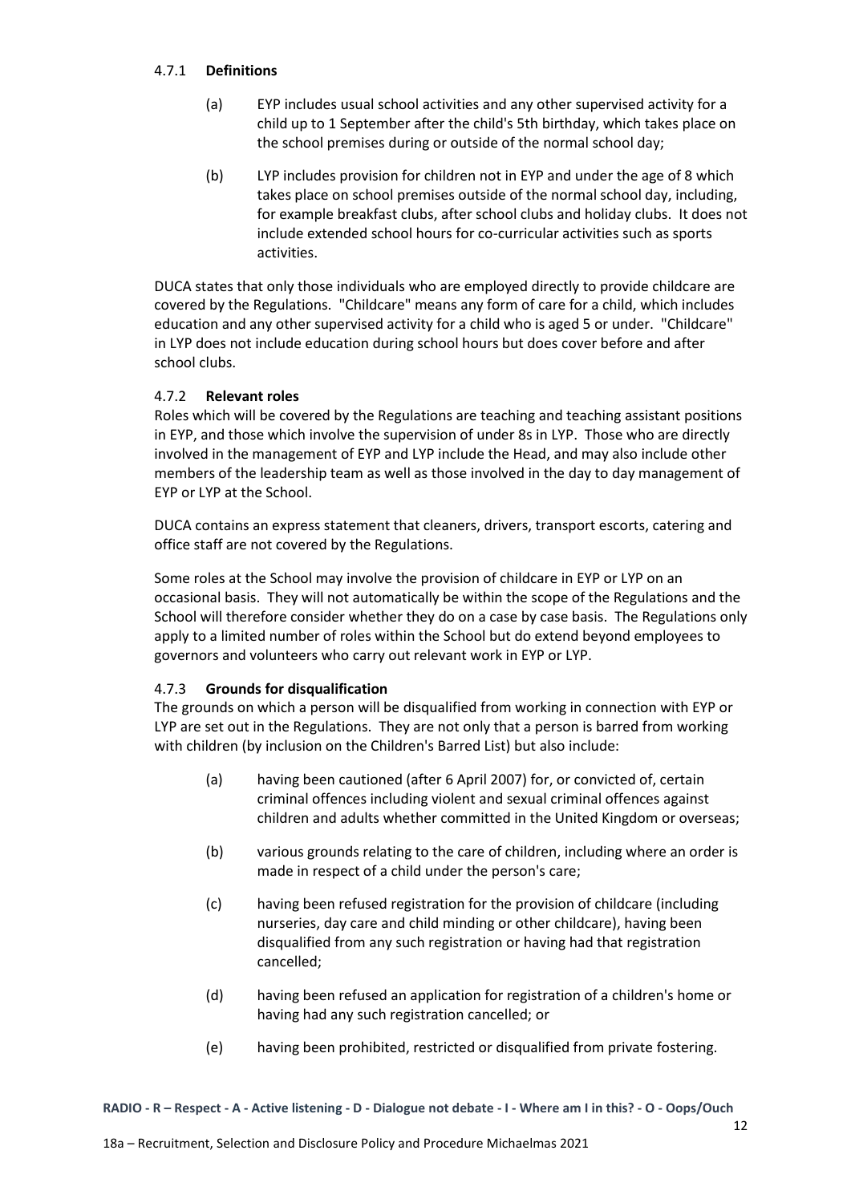#### 4.7.1 **Definitions**

(a) EYP includes usual school activities and any other supervised activity for a child up to 1 September after the child's 5th birthday, which takes place on the school premises during or outside of the normal school day;

(b) LYP includes provision for children not in EYP and under the age of 8 which takes place on school premises outside of the normal school day, including, for example breakfast clubs, after school clubs and holiday clubs. It does not include extended school hours for co-curricular activities such as sports activities.

DUCA states that only those individuals who are employed directly to provide childcare are covered by the Regulations. "Childcare" means any form of care for a child, which includes education and any other supervised activity for a child who is aged 5 or under. "Childcare" in LYP does not include education during school hours but does cover before and after school clubs.

#### 4.7.2 **Relevant roles**

Roles which will be covered by the Regulations are teaching and teaching assistant positions in EYP, and those which involve the supervision of under 8s in LYP. Those who are directly involved in the management of EYP and LYP include the Head, and may also include other members of the leadership team as well as those involved in the day to day management of EYP or LYP at the School.

DUCA contains an express statement that cleaners, drivers, transport escorts, catering and office staff are not covered by the Regulations.

Some roles at the School may involve the provision of childcare in EYP or LYP on an occasional basis. They will not automatically be within the scope of the Regulations and the School will therefore consider whether they do on a case by case basis. The Regulations only apply to a limited number of roles within the School but do extend beyond employees to governors and volunteers who carry out relevant work in EYP or LYP.

#### 4.7.3 **Grounds for disqualification**

The grounds on which a person will be disqualified from working in connection with EYP or LYP are set out in the Regulations. They are not only that a person is barred from working with children (by inclusion on the Children's Barred List) but also include:

(a) having been cautioned (after 6 April 2007) for, or convicted of, certain criminal offences including violent and sexual criminal offences against children and adults whether committed in the United Kingdom or overseas;

(b) various grounds relating to the care of children, including where an order is made in respect of a child under the person's care;

(c) having been refused registration for the provision of childcare (including nurseries, day care and child minding or other childcare), having been disqualified from any such registration or having had that registration cancelled;

(d) having been refused an application for registration of a children's home or having had any such registration cancelled; or

(e) having been prohibited, restricted or disqualified from private fostering.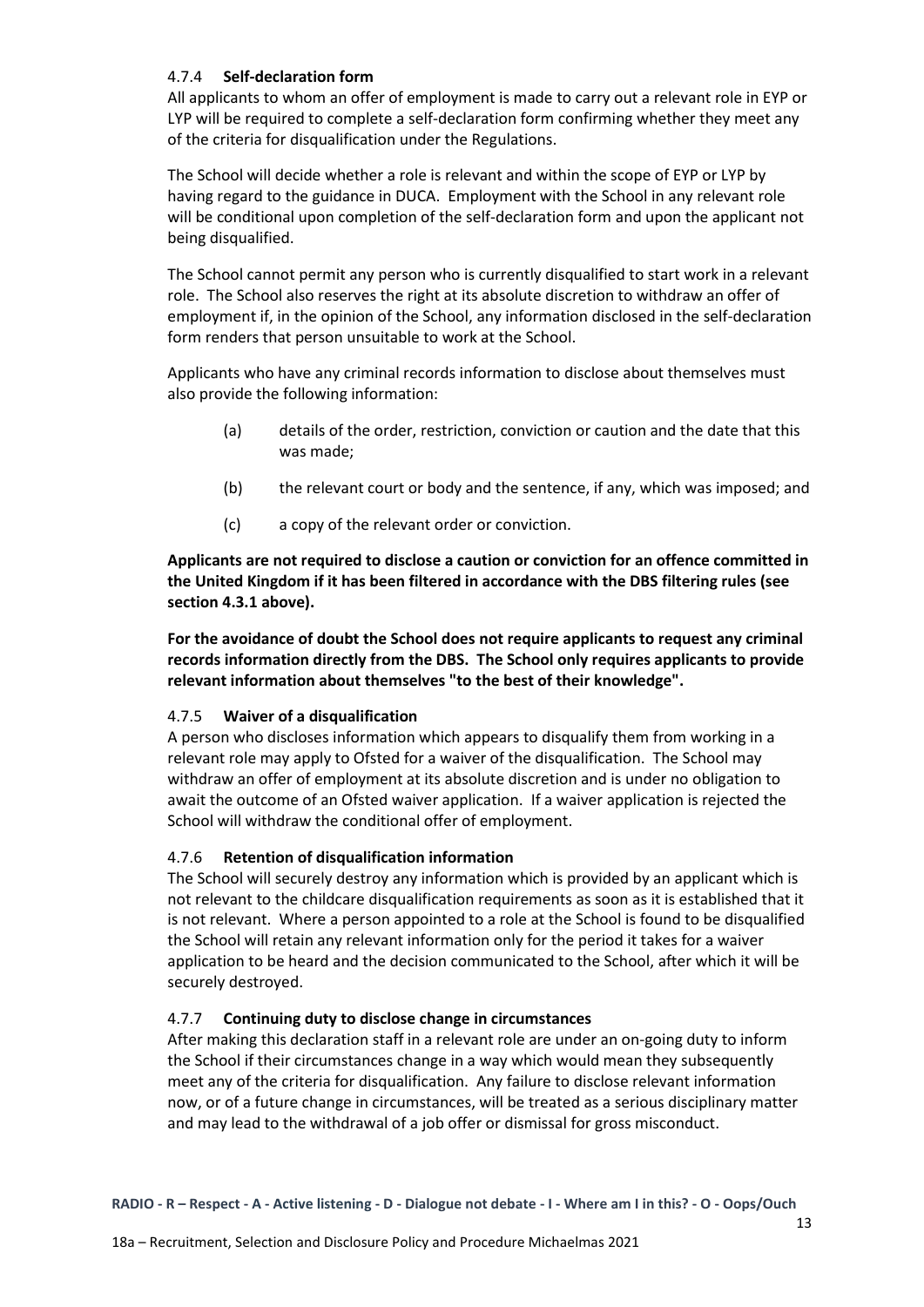#### 4.7.4 **Self-declaration form**

All applicants to whom an offer of employment is made to carry out a relevant role in EYP or LYP will be required to complete a self-declaration form confirming whether they meet any of the criteria for disqualification under the Regulations.

The School will decide whether a role is relevant and within the scope of EYP or LYP by having regard to the guidance in DUCA. Employment with the School in any relevant role will be conditional upon completion of the self-declaration form and upon the applicant not being disqualified.

The School cannot permit any person who is currently disqualified to start work in a relevant role. The School also reserves the right at its absolute discretion to withdraw an offer of employment if, in the opinion of the School, any information disclosed in the self-declaration form renders that person unsuitable to work at the School.

Applicants who have any criminal records information to disclose about themselves must also provide the following information:

(a) details of the order, restriction, conviction or caution and the date that this was made;

(b) the relevant court or body and the sentence, if any, which was imposed; and

(c) a copy of the relevant order or conviction.

**Applicants are not required to disclose a caution or conviction for an offence committed in the United Kingdom if it has been filtered in accordance with the DBS filtering rules (see section 4.3.1 above).**

**For the avoidance of doubt the School does not require applicants to request any criminal records information directly from the DBS. The School only requires applicants to provide relevant information about themselves "to the best of their knowledge".**

#### 4.7.5 **Waiver of a disqualification**

A person who discloses information which appears to disqualify them from working in a relevant role may apply to Ofsted for a waiver of the disqualification. The School may withdraw an offer of employment at its absolute discretion and is under no obligation to await the outcome of an Ofsted waiver application. If a waiver application is rejected the School will withdraw the conditional offer of employment.

#### 4.7.6 **Retention of disqualification information**

The School will securely destroy any information which is provided by an applicant which is not relevant to the childcare disqualification requirements as soon as it is established that it is not relevant. Where a person appointed to a role at the School is found to be disqualified the School will retain any relevant information only for the period it takes for a waiver application to be heard and the decision communicated to the School, after which it will be securely destroyed.

#### 4.7.7 **Continuing duty to disclose change in circumstances**

After making this declaration staff in a relevant role are under an on-going duty to inform the School if their circumstances change in a way which would mean they subsequently meet any of the criteria for disqualification. Any failure to disclose relevant information now, or of a future change in circumstances, will be treated as a serious disciplinary matter and may lead to the withdrawal of a job offer or dismissal for gross misconduct.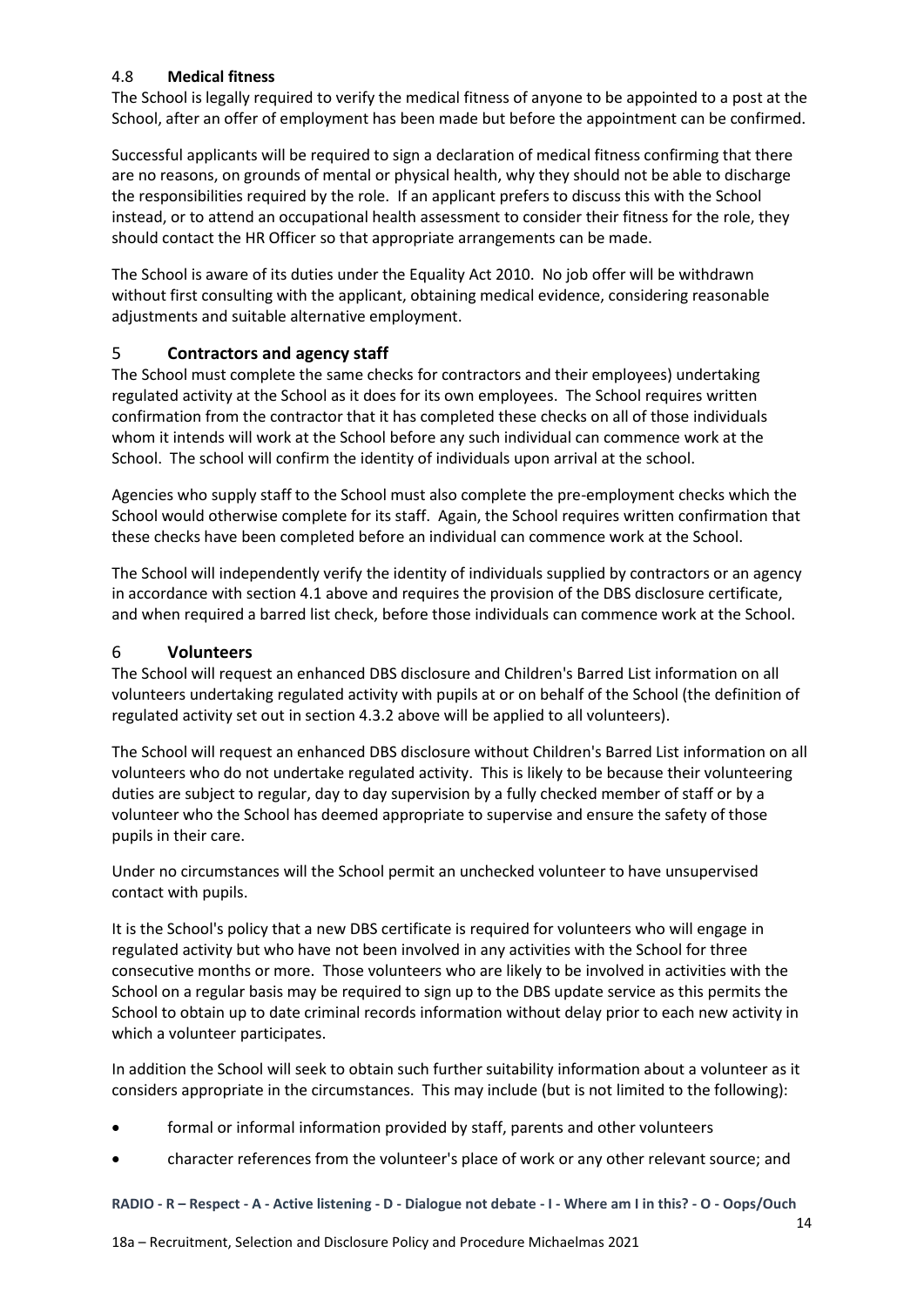### 4.8 **Medical fitness**

The School is legally required to verify the medical fitness of anyone to be appointed to a post at the School, after an offer of employment has been made but before the appointment can be confirmed.

Successful applicants will be required to sign a declaration of medical fitness confirming that there are no reasons, on grounds of mental or physical health, why they should not be able to discharge the responsibilities required by the role. If an applicant prefers to discuss this with the School instead, or to attend an occupational health assessment to consider their fitness for the role, they should contact the HR Officer so that appropriate arrangements can be made.

The School is aware of its duties under the Equality Act 2010. No job offer will be withdrawn without first consulting with the applicant, obtaining medical evidence, considering reasonable adjustments and suitable alternative employment.

## 5 **Contractors and agency staff**

The School must complete the same checks for contractors and their employees) undertaking regulated activity at the School as it does for its own employees. The School requires written confirmation from the contractor that it has completed these checks on all of those individuals whom it intends will work at the School before any such individual can commence work at the School. The school will confirm the identity of individuals upon arrival at the school.

Agencies who supply staff to the School must also complete the pre-employment checks which the School would otherwise complete for its staff. Again, the School requires written confirmation that these checks have been completed before an individual can commence work at the School.

The School will independently verify the identity of individuals supplied by contractors or an agency in accordance with section 4.1 above and requires the provision of the DBS disclosure certificate, and when required a barred list check, before those individuals can commence work at the School.

## 6 **Volunteers**

The School will request an enhanced DBS disclosure and Children's Barred List information on all volunteers undertaking regulated activity with pupils at or on behalf of the School (the definition of regulated activity set out in section 4.3.2 above will be applied to all volunteers).

The School will request an enhanced DBS disclosure without Children's Barred List information on all volunteers who do not undertake regulated activity. This is likely to be because their volunteering duties are subject to regular, day to day supervision by a fully checked member of staff or by a volunteer who the School has deemed appropriate to supervise and ensure the safety of those pupils in their care.

Under no circumstances will the School permit an unchecked volunteer to have unsupervised contact with pupils.

It is the School's policy that a new DBS certificate is required for volunteers who will engage in regulated activity but who have not been involved in any activities with the School for three consecutive months or more. Those volunteers who are likely to be involved in activities with the School on a regular basis may be required to sign up to the DBS update service as this permits the School to obtain up to date criminal records information without delay prior to each new activity in which a volunteer participates.

In addition the School will seek to obtain such further suitability information about a volunteer as it considers appropriate in the circumstances. This may include (but is not limited to the following):

- formal or informal information provided by staff, parents and other volunteers
- character references from the volunteer's place of work or any other relevant source; and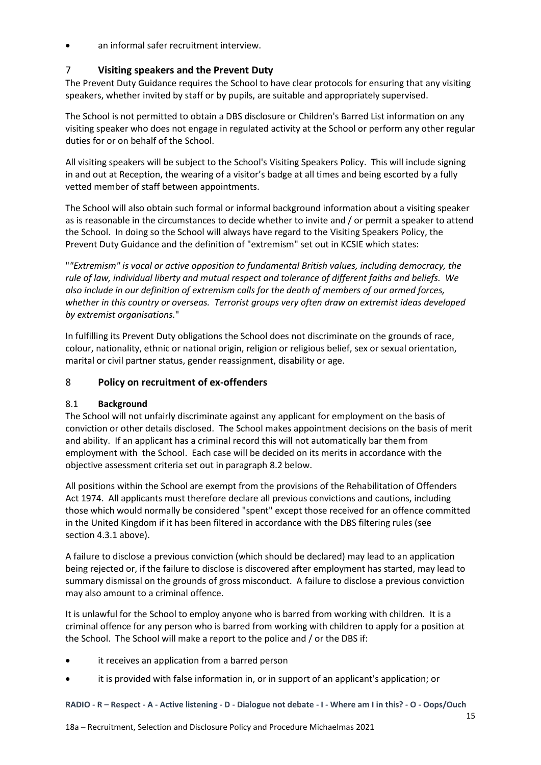- an informal safer recruitment interview.

## 7 Visiting speakers and the Prevent Duty

The Prevent Duty Guidance requires the School to have clear protocols for ensuring that any visiting speakers, whether invited by staff or by pupils, are suitable and appropriately supervised.

The School is not permitted to obtain a DBS disclosure or Children's Barred List information on any visiting speaker who does not engage in regulated activity at the School or perform any other regular duties for or on behalf of the School.

All visiting speakers will be subject to the School's Visiting Speakers Policy. This will include signing in and out at Reception, the wearing of a visitor's badge at all times and being escorted by a fully vetted member of staff between appointments.

The School will also obtain such formal or informal background information about a visiting speaker as is reasonable in the circumstances to decide whether to invite and / or permit a speaker to attend the School. In doing so the School will always have regard to the Visiting Speakers Policy, the Prevent Duty Guidance and the definition of "extremism" set out in KCSIE which states:

"*"Extremism" is vocal or active opposition to fundamental British values, including democracy, the rule of law, individual liberty and mutual respect and tolerance of different faiths and beliefs. We also include in our definition of extremism calls for the death of members of our armed forces, whether in this country or overseas. Terrorist groups very often draw on extremist ideas developed by extremist organisations.*"

In fulfilling its Prevent Duty obligations the School does not discriminate on the grounds of race, colour, nationality, ethnic or national origin, religion or religious belief, sex or sexual orientation, marital or civil partner status, gender reassignment, disability or age.

## 8 Policy on recruitment of ex-offenders

### 8.1 Background

The School will not unfairly discriminate against any applicant for employment on the basis of conviction or other details disclosed. The School makes appointment decisions on the basis of merit and ability. If an applicant has a criminal record this will not automatically bar them from employment with the School. Each case will be decided on its merits in accordance with the objective assessment criteria set out in paragraph 8.2 below.

All positions within the School are exempt from the provisions of the Rehabilitation of Offenders Act 1974. All applicants must therefore declare all previous convictions and cautions, including those which would normally be considered "spent" except those received for an offence committed in the United Kingdom if it has been filtered in accordance with the DBS filtering rules (see section 4.3.1 above).

A failure to disclose a previous conviction (which should be declared) may lead to an application being rejected or, if the failure to disclose is discovered after employment has started, may lead to summary dismissal on the grounds of gross misconduct. A failure to disclose a previous conviction may also amount to a criminal offence.

It is unlawful for the School to employ anyone who is barred from working with children. It is a criminal offence for any person who is barred from working with children to apply for a position at the School. The School will make a report to the police and / or the DBS if:

- it receives an application from a barred person
- it is provided with false information in, or in support of an applicant's application; or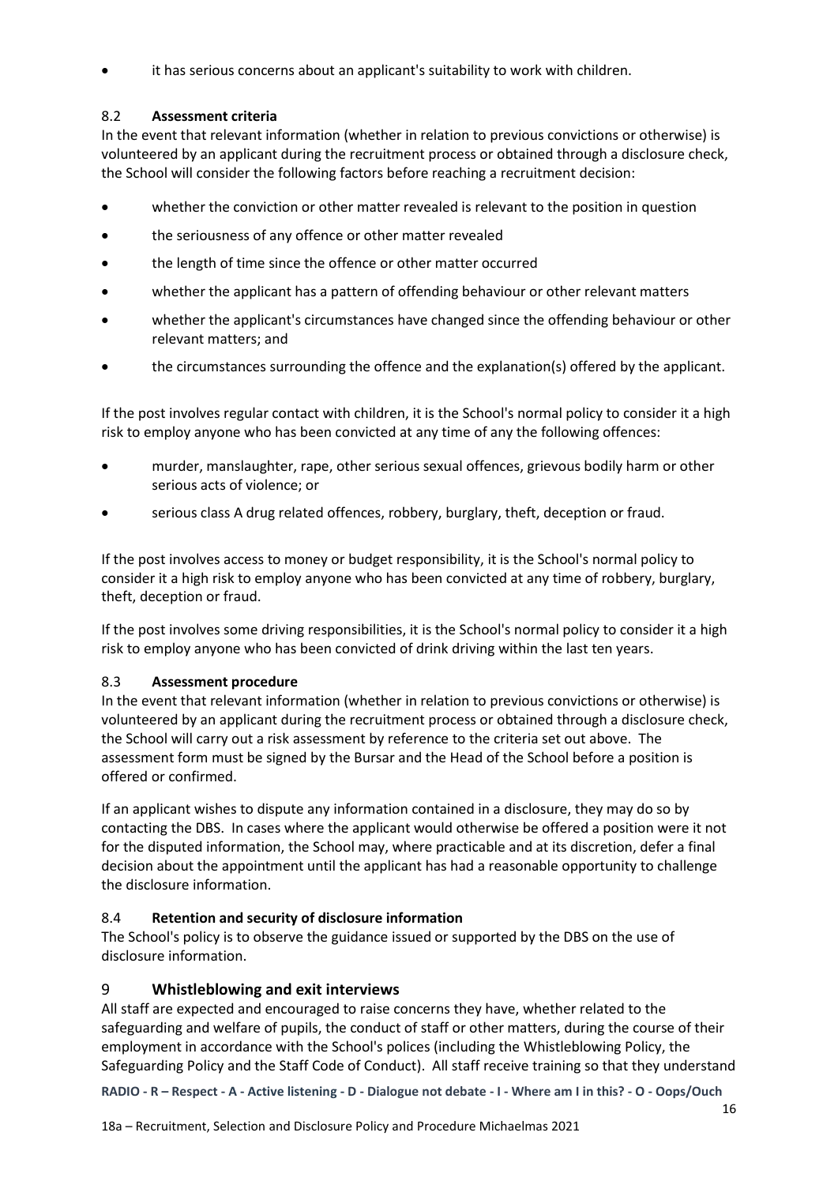- it has serious concerns about an applicant's suitability to work with children.

### 8.2 Assessment criteria

In the event that relevant information (whether in relation to previous convictions or otherwise) is volunteered by an applicant during the recruitment process or obtained through a disclosure check, the School will consider the following factors before reaching a recruitment decision:

- whether the conviction or other matter revealed is relevant to the position in question
- the seriousness of any offence or other matter revealed
- the length of time since the offence or other matter occurred
- whether the applicant has a pattern of offending behaviour or other relevant matters
- whether the applicant's circumstances have changed since the offending behaviour or other relevant matters; and
- the circumstances surrounding the offence and the explanation(s) offered by the applicant.

If the post involves regular contact with children, it is the School's normal policy to consider it a high risk to employ anyone who has been convicted at any time of any the following offences:

- murder, manslaughter, rape, other serious sexual offences, grievous bodily harm or other serious acts of violence; or
- serious class A drug related offences, robbery, burglary, theft, deception or fraud.

If the post involves access to money or budget responsibility, it is the School's normal policy to consider it a high risk to employ anyone who has been convicted at any time of robbery, burglary, theft, deception or fraud.

If the post involves some driving responsibilities, it is the School's normal policy to consider it a high risk to employ anyone who has been convicted of drink driving within the last ten years.

### 8.3 Assessment procedure

In the event that relevant information (whether in relation to previous convictions or otherwise) is volunteered by an applicant during the recruitment process or obtained through a disclosure check, the School will carry out a risk assessment by reference to the criteria set out above. The assessment form must be signed by the Bursar and the Head of the School before a position is offered or confirmed.

If an applicant wishes to dispute any information contained in a disclosure, they may do so by contacting the DBS. In cases where the applicant would otherwise be offered a position were it not for the disputed information, the School may, where practicable and at its discretion, defer a final decision about the appointment until the applicant has had a reasonable opportunity to challenge the disclosure information.

### 8.4 Retention and security of disclosure information

The School's policy is to observe the guidance issued or supported by the DBS on the use of disclosure information.

## 9 Whistleblowing and exit interviews

All staff are expected and encouraged to raise concerns they have, whether related to the safeguarding and welfare of pupils, the conduct of staff or other matters, during the course of their employment in accordance with the School's polices (including the Whistleblowing Policy, the Safeguarding Policy and the Staff Code of Conduct). All staff receive training so that they understand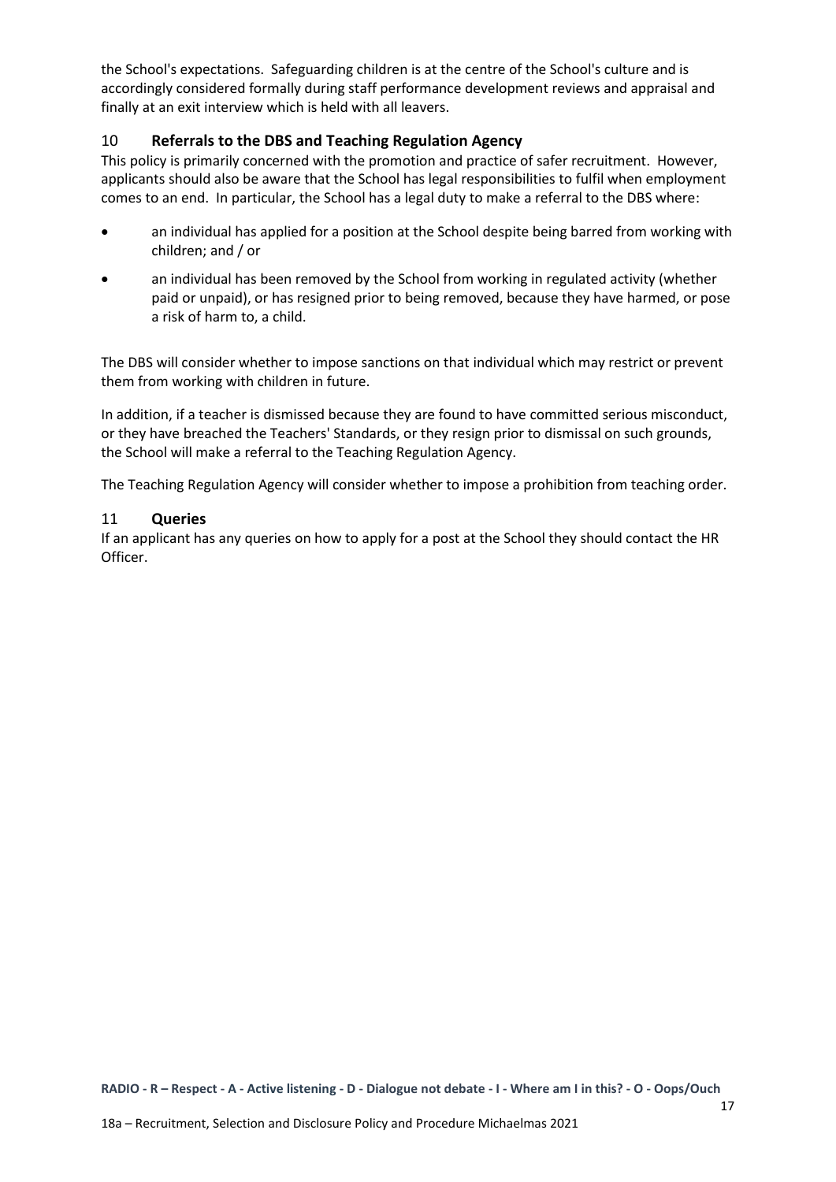the School's expectations. Safeguarding children is at the centre of the School's culture and is accordingly considered formally during staff performance development reviews and appraisal and finally at an exit interview which is held with all leavers.

## 10 Referrals to the DBS and Teaching Regulation Agency

This policy is primarily concerned with the promotion and practice of safer recruitment. However, applicants should also be aware that the School has legal responsibilities to fulfil when employment comes to an end. In particular, the School has a legal duty to make a referral to the DBS where:

- an individual has applied for a position at the School despite being barred from working with children; and / or
- an individual has been removed by the School from working in regulated activity (whether paid or unpaid), or has resigned prior to being removed, because they have harmed, or pose a risk of harm to, a child.

The DBS will consider whether to impose sanctions on that individual which may restrict or prevent them from working with children in future.

In addition, if a teacher is dismissed because they are found to have committed serious misconduct, or they have breached the Teachers' Standards, or they resign prior to dismissal on such grounds, the School will make a referral to the Teaching Regulation Agency.

The Teaching Regulation Agency will consider whether to impose a prohibition from teaching order.

## 11 Queries

If an applicant has any queries on how to apply for a post at the School they should contact the HR Officer.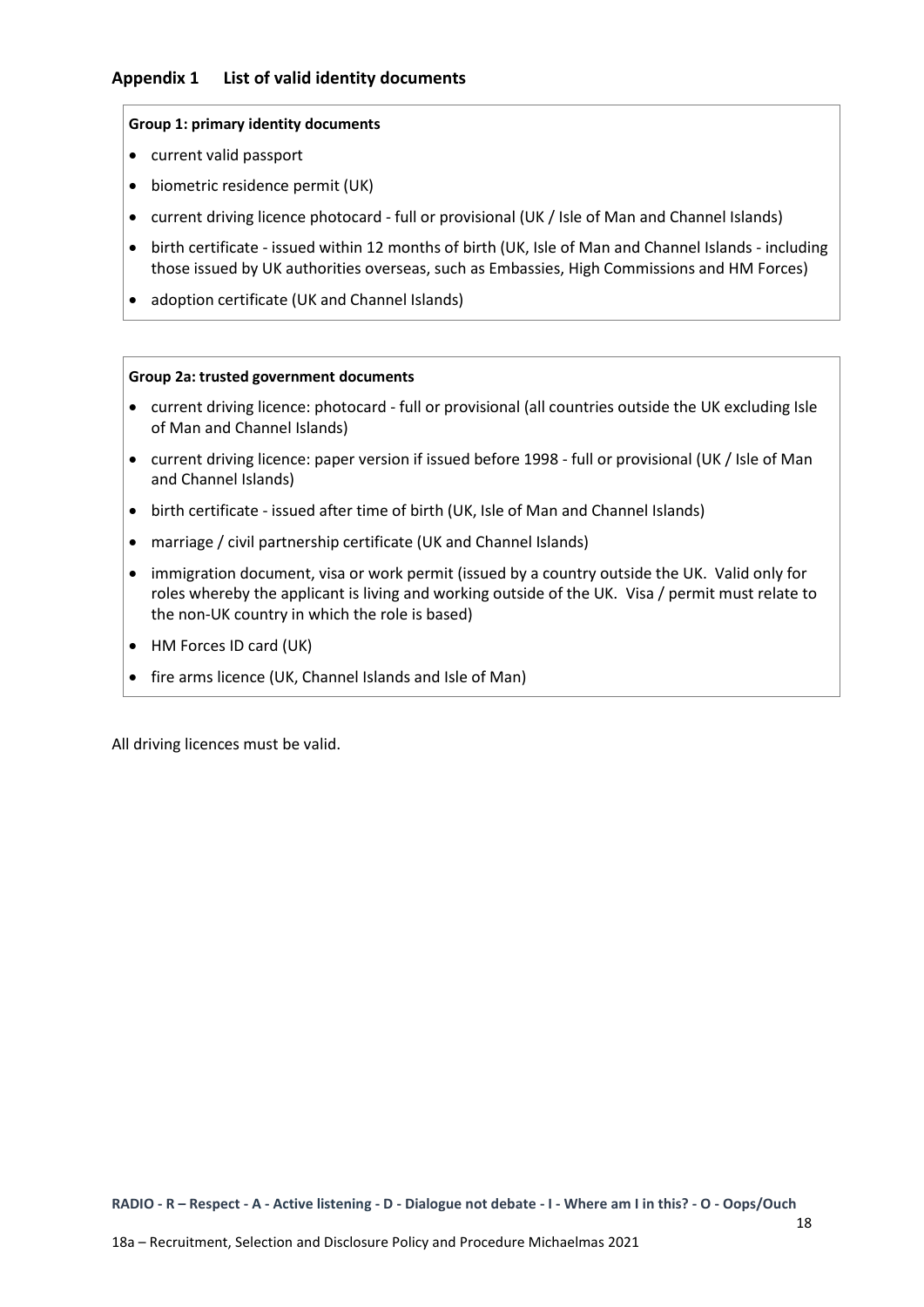## Appendix 1 List of valid identity documents

**Group 1: primary identity documents**

- current valid passport
- biometric residence permit (UK)
- current driving licence photocard - full or provisional (UK / Isle of Man and Channel Islands)
- birth certificate - issued within 12 months of birth (UK, Isle of Man and Channel Islands - including those issued by UK authorities overseas, such as Embassies, High Commissions and HM Forces)
- adoption certificate (UK and Channel Islands)

**Group 2a: trusted government documents**

- current driving licence: photocard - full or provisional (all countries outside the UK excluding Isle of Man and Channel Islands)
- current driving licence: paper version if issued before 1998 - full or provisional (UK / Isle of Man and Channel Islands)
- birth certificate - issued after time of birth (UK, Isle of Man and Channel Islands)
- marriage / civil partnership certificate (UK and Channel Islands)
- immigration document, visa or work permit (issued by a country outside the UK. Valid only for roles whereby the applicant is living and working outside of the UK. Visa / permit must relate to the non-UK country in which the role is based)
- HM Forces ID card (UK)
- fire arms licence (UK, Channel Islands and Isle of Man)

All driving licences must be valid.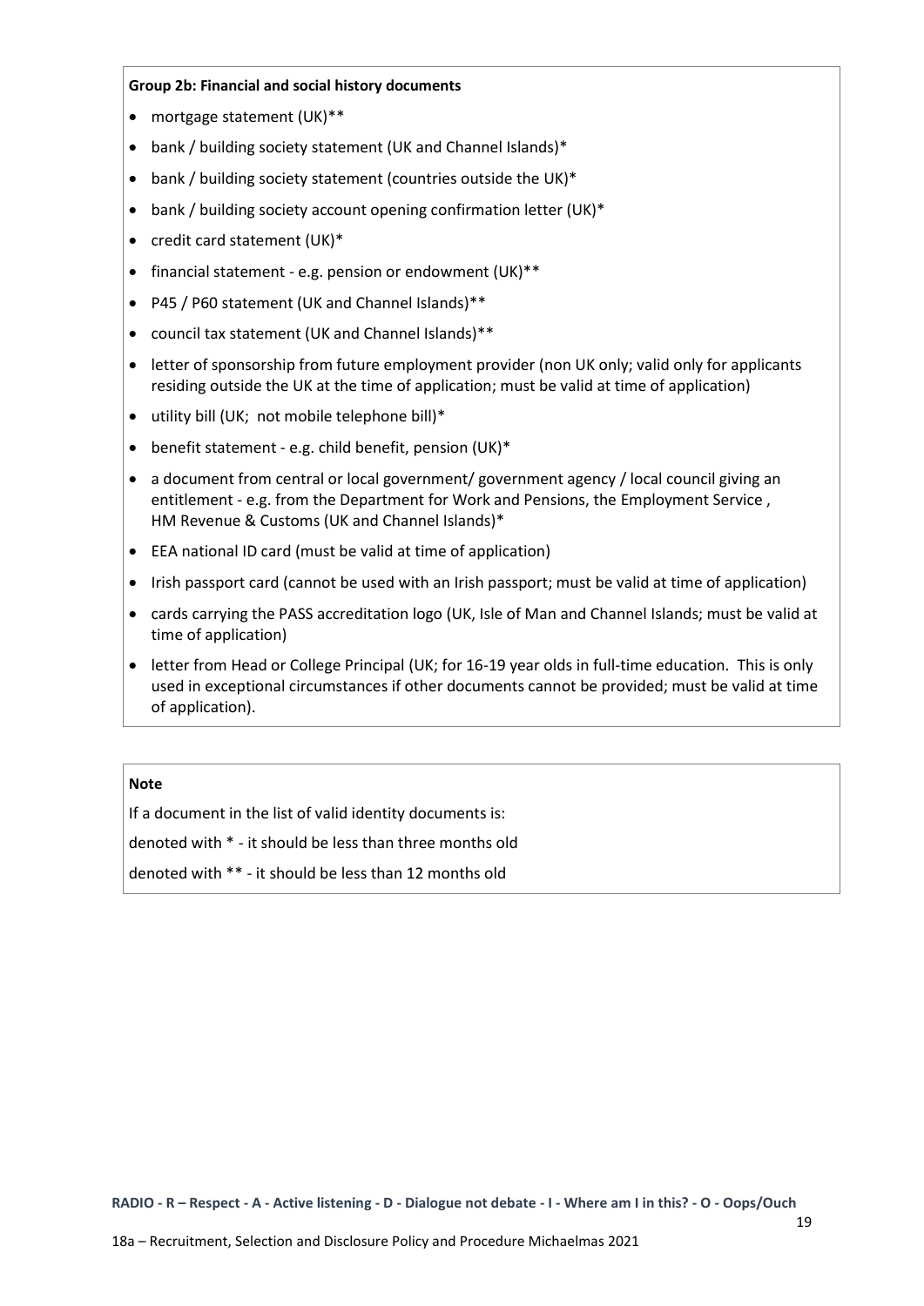**Group 2b: Financial and social history documents**

- mortgage statement (UK)**
- bank / building society statement (UK and Channel Islands)*
- bank / building society statement (countries outside the UK)*
- bank / building society account opening confirmation letter (UK)*
- credit card statement (UK)*
- financial statement - e.g. pension or endowment (UK)**
- P45 / P60 statement (UK and Channel Islands)**
- council tax statement (UK and Channel Islands)**
- letter of sponsorship from future employment provider (non UK only; valid only for applicants residing outside the UK at the time of application; must be valid at time of application)
- utility bill (UK; not mobile telephone bill)*
- benefit statement - e.g. child benefit, pension (UK)*
- a document from central or local government/ government agency / local council giving an entitlement - e.g. from the Department for Work and Pensions, the Employment Service , HM Revenue & Customs (UK and Channel Islands)*
- EEA national ID card (must be valid at time of application)
- Irish passport card (cannot be used with an Irish passport; must be valid at time of application)
- cards carrying the PASS accreditation logo (UK, Isle of Man and Channel Islands; must be valid at time of application)
- letter from Head or College Principal (UK; for 16-19 year olds in full-time education. This is only used in exceptional circumstances if other documents cannot be provided; must be valid at time of application).

**Note**

If a document in the list of valid identity documents is:

denoted with * - it should be less than three months old

denoted with ** - it should be less than 12 months old